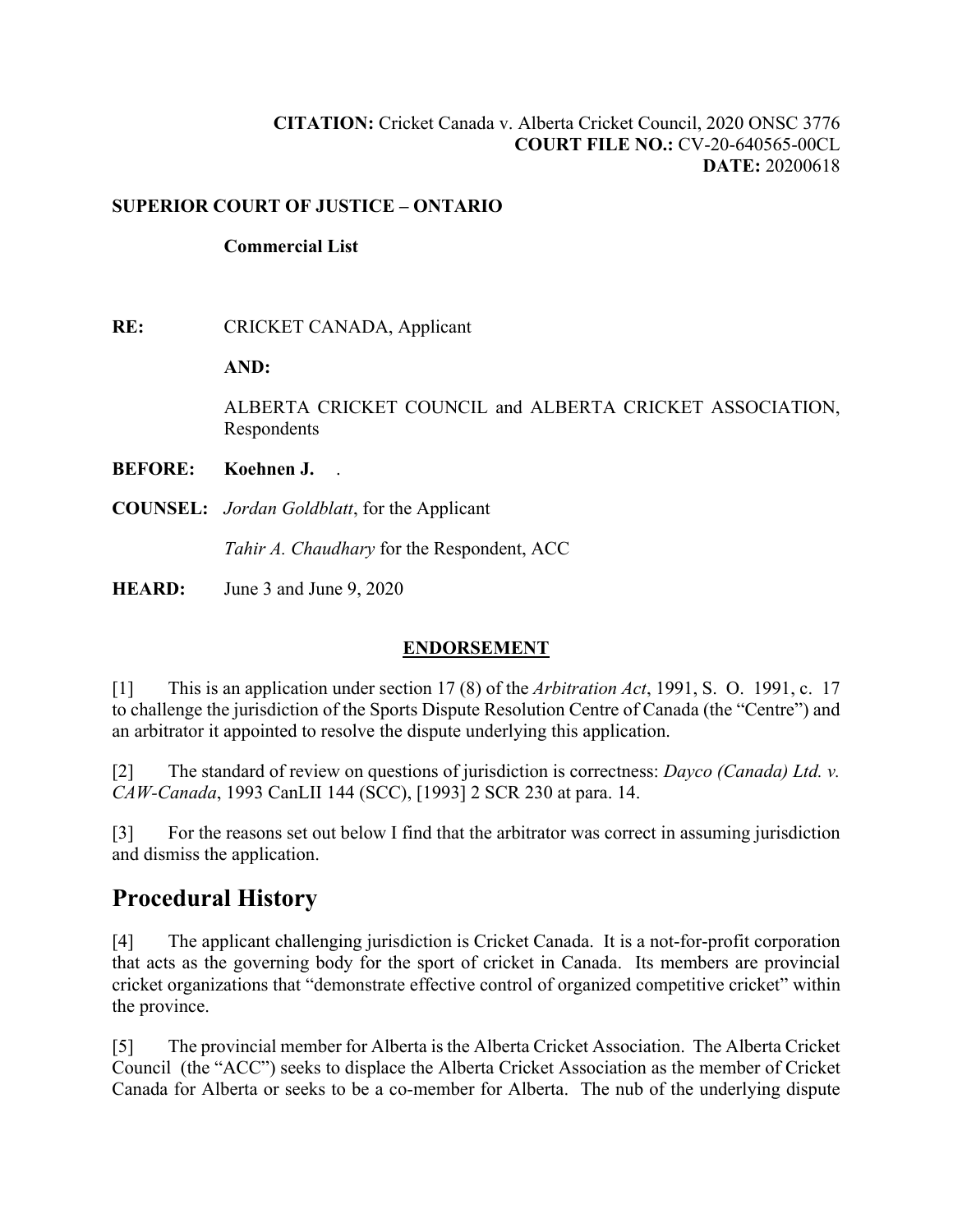**CITATION:** Cricket Canada v. Alberta Cricket Council, 2020 ONSC 3776
**COURT FILE NO.:** CV-20-640565-00CL
**DATE:** 20200618

**SUPERIOR COURT OF JUSTICE – ONTARIO**

**Commercial List**

**RE:** CRICKET CANADA, Applicant

**AND:**

ALBERTA CRICKET COUNCIL and ALBERTA CRICKET ASSOCIATION, Respondents

**BEFORE:** **Koehnen J.** .

**COUNSEL:** *Jordan Goldblatt*, for the Applicant

*Tahir A. Chaudhary* for the Respondent, ACC

**HEARD:** June 3 and June 9, 2020

**ENDORSEMENT**

[1] This is an application under section 17 (8) of the *Arbitration Act*, 1991, S. O. 1991, c. 17 to challenge the jurisdiction of the Sports Dispute Resolution Centre of Canada (the "Centre") and an arbitrator it appointed to resolve the dispute underlying this application.

[2] The standard of review on questions of jurisdiction is correctness: *Dayco (Canada) Ltd. v. CAW-Canada*, 1993 CanLII 144 (SCC), [1993] 2 SCR 230 at para. 14.

[3] For the reasons set out below I find that the arbitrator was correct in assuming jurisdiction and dismiss the application.

## Procedural History

[4] The applicant challenging jurisdiction is Cricket Canada. It is a not-for-profit corporation that acts as the governing body for the sport of cricket in Canada. Its members are provincial cricket organizations that "demonstrate effective control of organized competitive cricket" within the province.

[5] The provincial member for Alberta is the Alberta Cricket Association. The Alberta Cricket Council (the "ACC") seeks to displace the Alberta Cricket Association as the member of Cricket Canada for Alberta or seeks to be a co-member for Alberta. The nub of the underlying dispute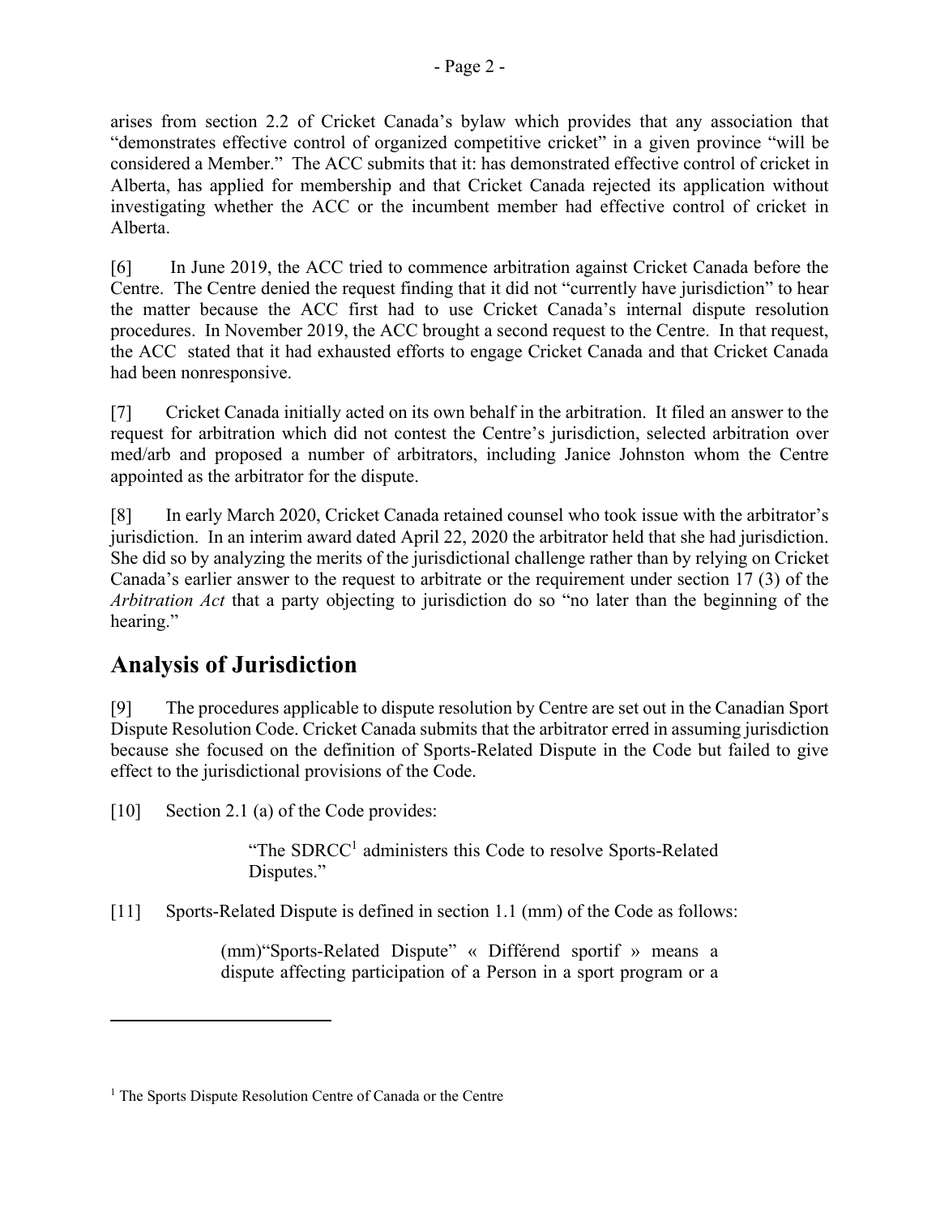arises from section 2.2 of Cricket Canada's bylaw which provides that any association that "demonstrates effective control of organized competitive cricket" in a given province "will be considered a Member." The ACC submits that it: has demonstrated effective control of cricket in Alberta, has applied for membership and that Cricket Canada rejected its application without investigating whether the ACC or the incumbent member had effective control of cricket in Alberta.

[6] In June 2019, the ACC tried to commence arbitration against Cricket Canada before the Centre. The Centre denied the request finding that it did not "currently have jurisdiction" to hear the matter because the ACC first had to use Cricket Canada's internal dispute resolution procedures. In November 2019, the ACC brought a second request to the Centre. In that request, the ACC stated that it had exhausted efforts to engage Cricket Canada and that Cricket Canada had been nonresponsive.

[7] Cricket Canada initially acted on its own behalf in the arbitration. It filed an answer to the request for arbitration which did not contest the Centre's jurisdiction, selected arbitration over med/arb and proposed a number of arbitrators, including Janice Johnston whom the Centre appointed as the arbitrator for the dispute.

[8] In early March 2020, Cricket Canada retained counsel who took issue with the arbitrator's jurisdiction. In an interim award dated April 22, 2020 the arbitrator held that she had jurisdiction. She did so by analyzing the merits of the jurisdictional challenge rather than by relying on Cricket Canada's earlier answer to the request to arbitrate or the requirement under section 17 (3) of the *Arbitration Act* that a party objecting to jurisdiction do so "no later than the beginning of the hearing."

## Analysis of Jurisdiction

[9] The procedures applicable to dispute resolution by Centre are set out in the Canadian Sport Dispute Resolution Code. Cricket Canada submits that the arbitrator erred in assuming jurisdiction because she focused on the definition of Sports-Related Dispute in the Code but failed to give effect to the jurisdictional provisions of the Code.

[10] Section 2.1 (a) of the Code provides:

> "The SDRCC[1] administers this Code to resolve Sports-Related Disputes."

[11] Sports-Related Dispute is defined in section 1.1 (mm) of the Code as follows:

> (mm)"Sports-Related Dispute" « Différend sportif » means a dispute affecting participation of a Person in a sport program or a

[1] The Sports Dispute Resolution Centre of Canada or the Centre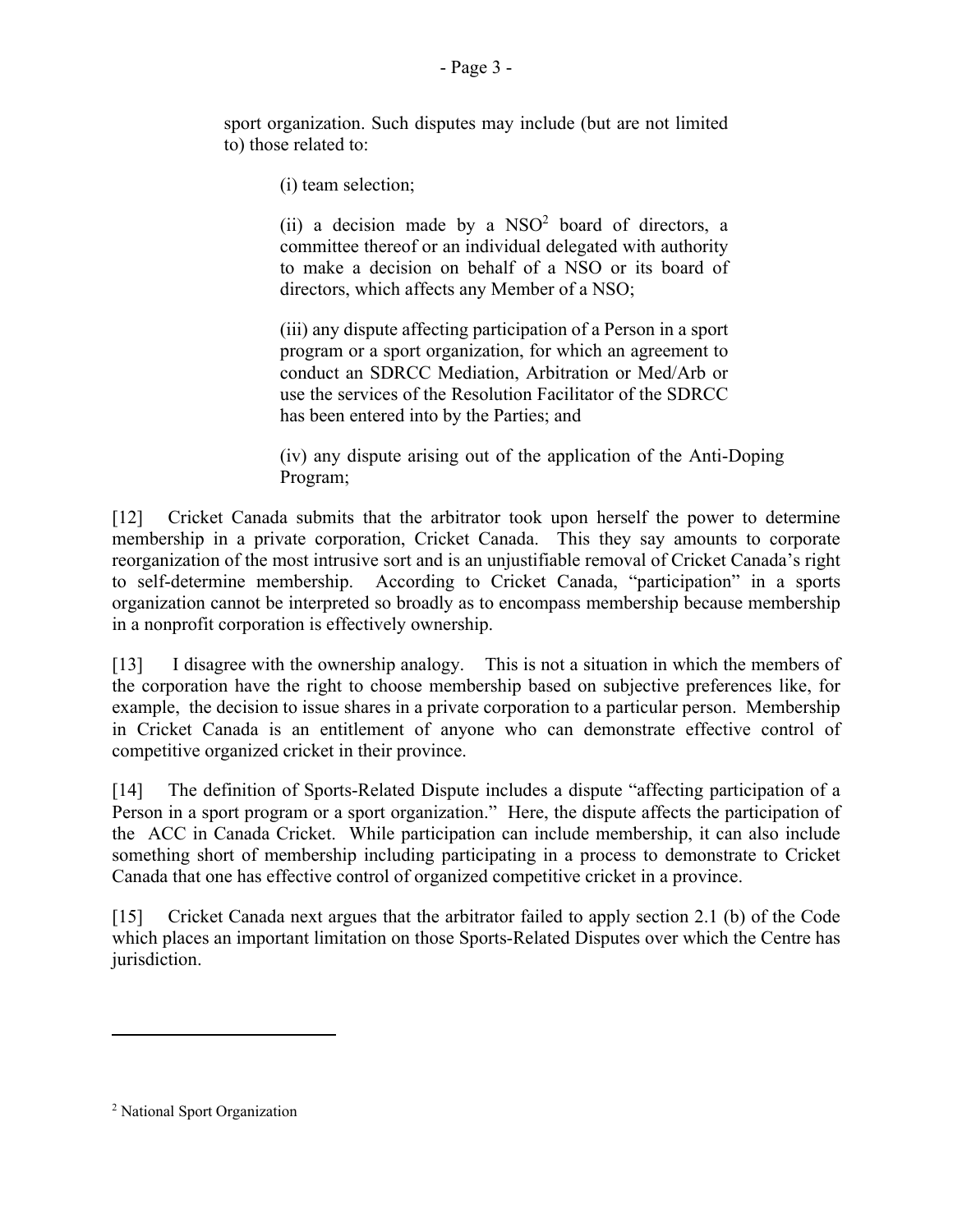sport organization. Such disputes may include (but are not limited to) those related to:

(i) team selection;

(ii) a decision made by a NSO[2] board of directors, a committee thereof or an individual delegated with authority to make a decision on behalf of a NSO or its board of directors, which affects any Member of a NSO;

(iii) any dispute affecting participation of a Person in a sport program or a sport organization, for which an agreement to conduct an SDRCC Mediation, Arbitration or Med/Arb or use the services of the Resolution Facilitator of the SDRCC has been entered into by the Parties; and

(iv) any dispute arising out of the application of the Anti-Doping Program;

[12] Cricket Canada submits that the arbitrator took upon herself the power to determine membership in a private corporation, Cricket Canada. This they say amounts to corporate reorganization of the most intrusive sort and is an unjustifiable removal of Cricket Canada's right to self-determine membership. According to Cricket Canada, "participation" in a sports organization cannot be interpreted so broadly as to encompass membership because membership in a nonprofit corporation is effectively ownership.

[13] I disagree with the ownership analogy. This is not a situation in which the members of the corporation have the right to choose membership based on subjective preferences like, for example, the decision to issue shares in a private corporation to a particular person. Membership in Cricket Canada is an entitlement of anyone who can demonstrate effective control of competitive organized cricket in their province.

[14] The definition of Sports-Related Dispute includes a dispute "affecting participation of a Person in a sport program or a sport organization." Here, the dispute affects the participation of the ACC in Canada Cricket. While participation can include membership, it can also include something short of membership including participating in a process to demonstrate to Cricket Canada that one has effective control of organized competitive cricket in a province.

[15] Cricket Canada next argues that the arbitrator failed to apply section 2.1 (b) of the Code which places an important limitation on those Sports-Related Disputes over which the Centre has jurisdiction.

---

[2] National Sport Organization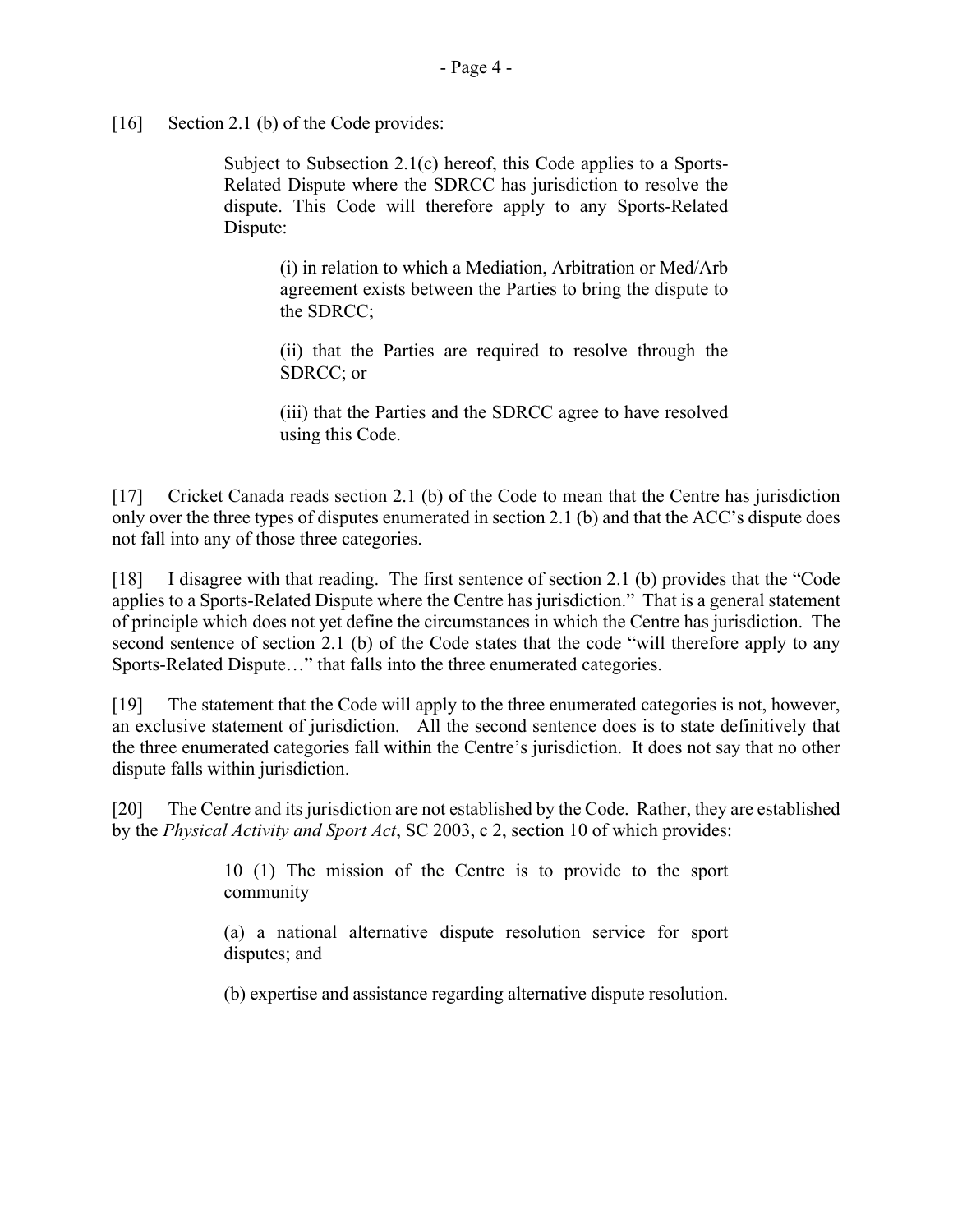[16] Section 2.1 (b) of the Code provides:

> Subject to Subsection 2.1(c) hereof, this Code applies to a Sports-Related Dispute where the SDRCC has jurisdiction to resolve the dispute. This Code will therefore apply to any Sports-Related Dispute:
>
> > (i) in relation to which a Mediation, Arbitration or Med/Arb agreement exists between the Parties to bring the dispute to the SDRCC;
> >
> > (ii) that the Parties are required to resolve through the SDRCC; or
> >
> > (iii) that the Parties and the SDRCC agree to have resolved using this Code.

[17] Cricket Canada reads section 2.1 (b) of the Code to mean that the Centre has jurisdiction only over the three types of disputes enumerated in section 2.1 (b) and that the ACC's dispute does not fall into any of those three categories.

[18] I disagree with that reading. The first sentence of section 2.1 (b) provides that the "Code applies to a Sports-Related Dispute where the Centre has jurisdiction." That is a general statement of principle which does not yet define the circumstances in which the Centre has jurisdiction. The second sentence of section 2.1 (b) of the Code states that the code "will therefore apply to any Sports-Related Dispute…" that falls into the three enumerated categories.

[19] The statement that the Code will apply to the three enumerated categories is not, however, an exclusive statement of jurisdiction. All the second sentence does is to state definitively that the three enumerated categories fall within the Centre's jurisdiction. It does not say that no other dispute falls within jurisdiction.

[20] The Centre and its jurisdiction are not established by the Code. Rather, they are established by the *Physical Activity and Sport Act*, SC 2003, c 2, section 10 of which provides:

> 10 (1) The mission of the Centre is to provide to the sport community
>
> (a) a national alternative dispute resolution service for sport disputes; and
>
> (b) expertise and assistance regarding alternative dispute resolution.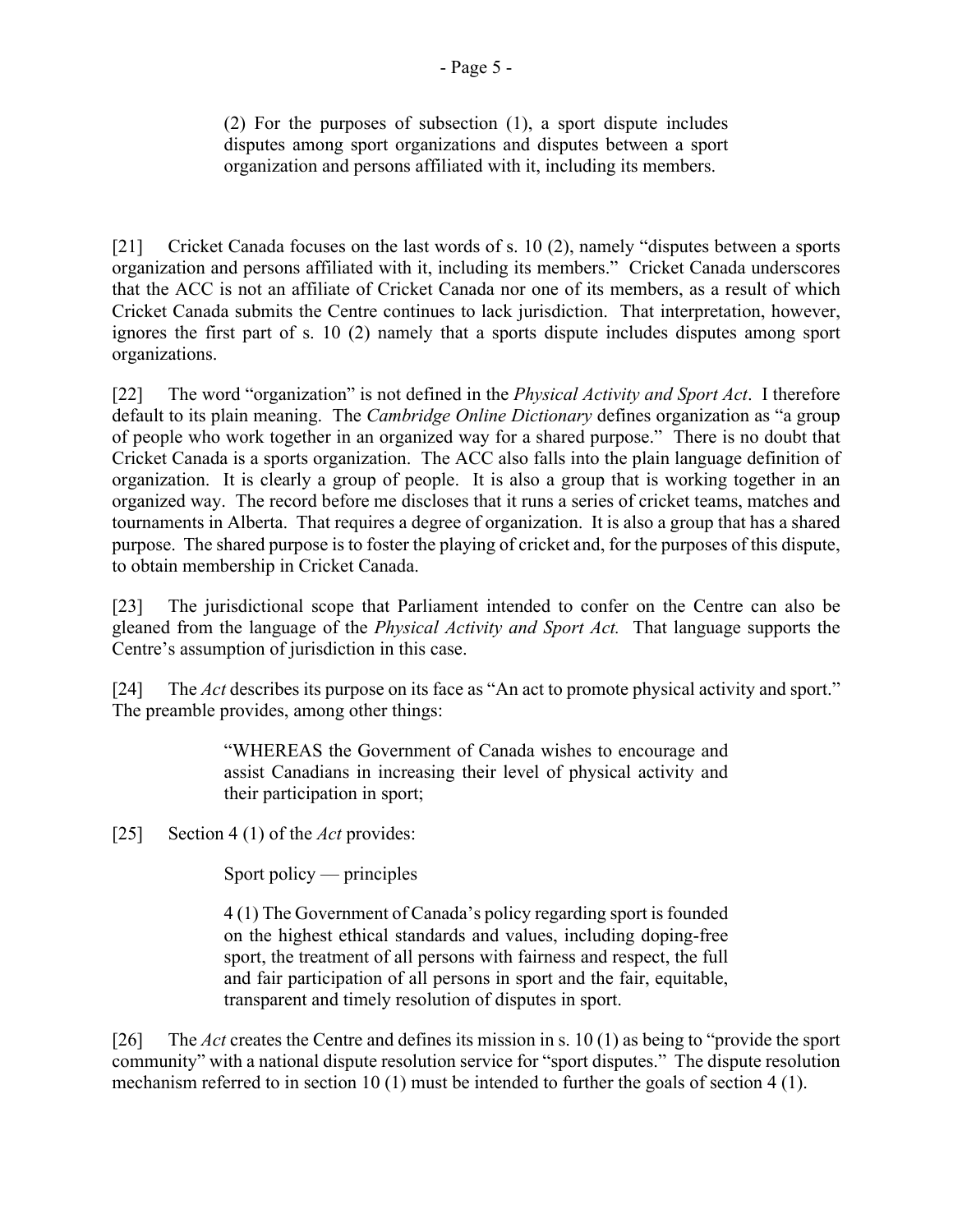> (2) For the purposes of subsection (1), a sport dispute includes disputes among sport organizations and disputes between a sport organization and persons affiliated with it, including its members.

[21] Cricket Canada focuses on the last words of s. 10 (2), namely "disputes between a sports organization and persons affiliated with it, including its members." Cricket Canada underscores that the ACC is not an affiliate of Cricket Canada nor one of its members, as a result of which Cricket Canada submits the Centre continues to lack jurisdiction. That interpretation, however, ignores the first part of s. 10 (2) namely that a sports dispute includes disputes among sport organizations.

[22] The word "organization" is not defined in the *Physical Activity and Sport Act*. I therefore default to its plain meaning. The *Cambridge Online Dictionary* defines organization as "a group of people who work together in an organized way for a shared purpose." There is no doubt that Cricket Canada is a sports organization. The ACC also falls into the plain language definition of organization. It is clearly a group of people. It is also a group that is working together in an organized way. The record before me discloses that it runs a series of cricket teams, matches and tournaments in Alberta. That requires a degree of organization. It is also a group that has a shared purpose. The shared purpose is to foster the playing of cricket and, for the purposes of this dispute, to obtain membership in Cricket Canada.

[23] The jurisdictional scope that Parliament intended to confer on the Centre can also be gleaned from the language of the *Physical Activity and Sport Act.* That language supports the Centre's assumption of jurisdiction in this case.

[24] The *Act* describes its purpose on its face as "An act to promote physical activity and sport." The preamble provides, among other things:

> "WHEREAS the Government of Canada wishes to encourage and assist Canadians in increasing their level of physical activity and their participation in sport;

[25] Section 4 (1) of the *Act* provides:

> Sport policy — principles
>
> 4 (1) The Government of Canada's policy regarding sport is founded on the highest ethical standards and values, including doping-free sport, the treatment of all persons with fairness and respect, the full and fair participation of all persons in sport and the fair, equitable, transparent and timely resolution of disputes in sport.

[26] The *Act* creates the Centre and defines its mission in s. 10 (1) as being to "provide the sport community" with a national dispute resolution service for "sport disputes." The dispute resolution mechanism referred to in section 10 (1) must be intended to further the goals of section 4 (1).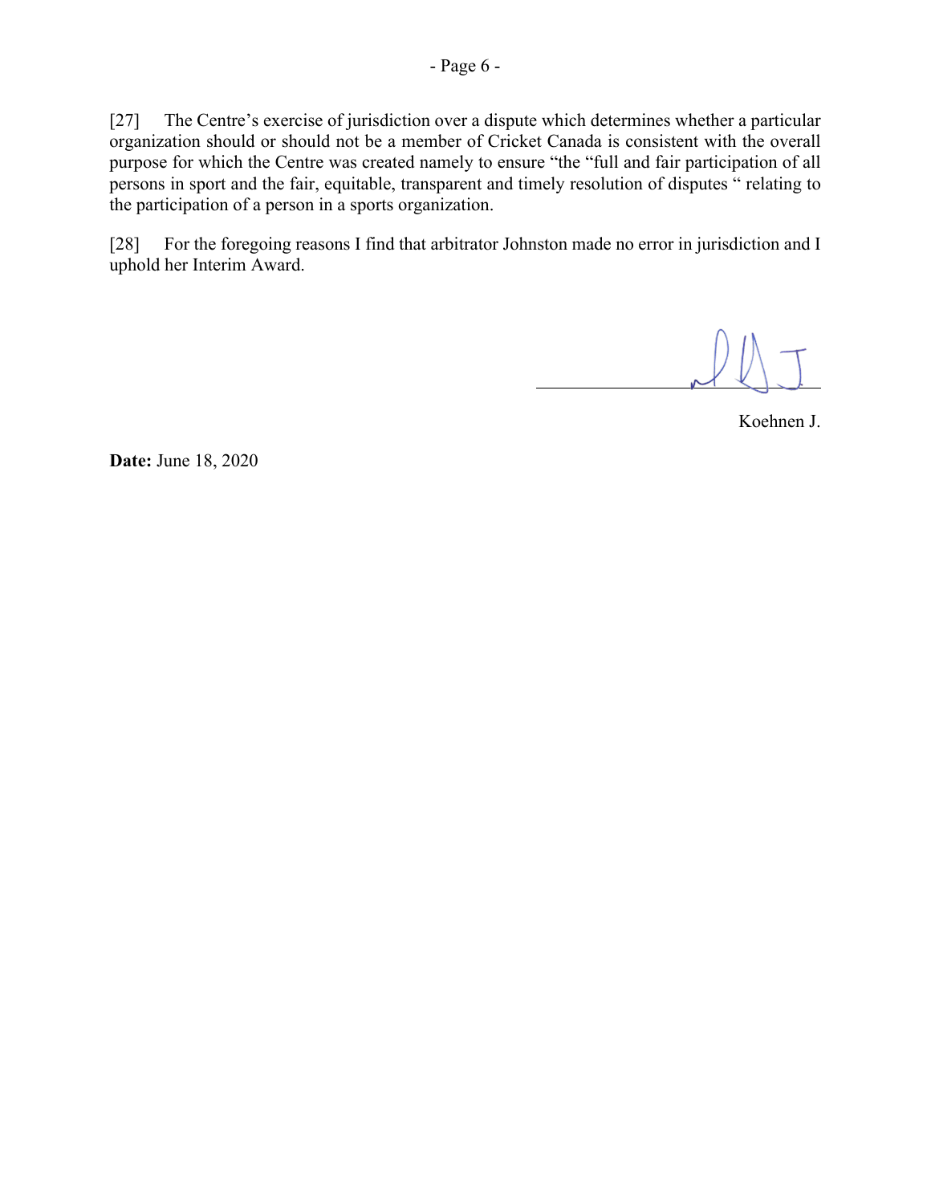[27] The Centre's exercise of jurisdiction over a dispute which determines whether a particular organization should or should not be a member of Cricket Canada is consistent with the overall purpose for which the Centre was created namely to ensure "the "full and fair participation of all persons in sport and the fair, equitable, transparent and timely resolution of disputes " relating to the participation of a person in a sports organization.

[28] For the foregoing reasons I find that arbitrator Johnston made no error in jurisdiction and I uphold her Interim Award.

Koehnen J.

**Date:** June 18, 2020